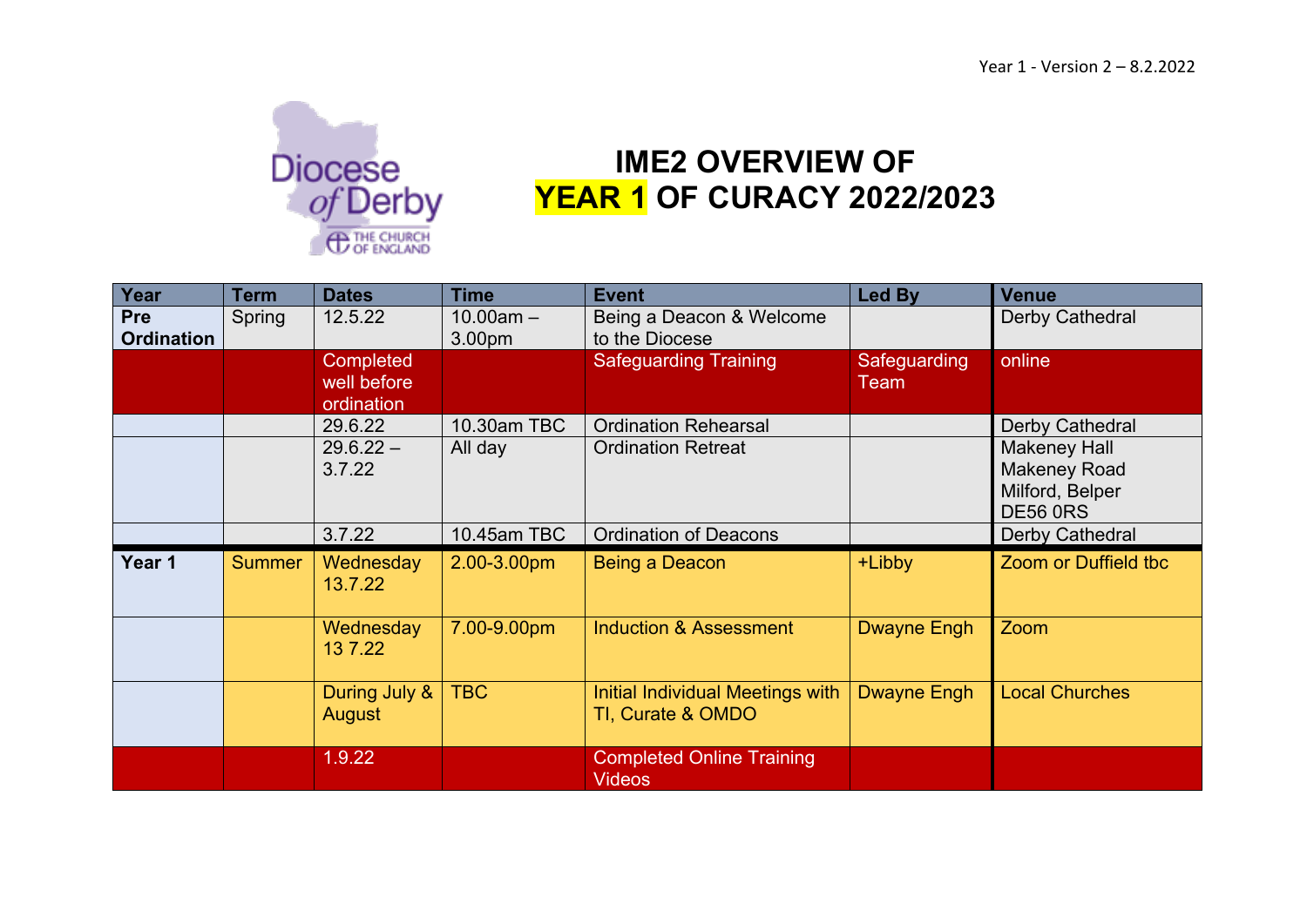Year 1 - Version 2 – 8.2.2022

Diocese of Derby
THE CHURCH OF ENGLAND

# IME2 OVERVIEW OF YEAR 1 OF CURACY 2022/2023

| Year | Term | Dates | Time | Event | Led By | Venue |
|---|---|---|---|---|---|---|
| **Pre Ordination** | Spring | 12.5.22 | 10.00am – 3.00pm | Being a Deacon & Welcome to the Diocese | | Derby Cathedral |
| | | Completed well before ordination | | Safeguarding Training | Safeguarding Team | online |
| | | 29.6.22 | 10.30am TBC | Ordination Rehearsal | | Derby Cathedral |
| | | 29.6.22 – 3.7.22 | All day | Ordination Retreat | | Makeney Hall Makeney Road Milford, Belper DE56 0RS |
| | | 3.7.22 | 10.45am TBC | Ordination of Deacons | | Derby Cathedral |
| **Year 1** | Summer | Wednesday 13.7.22 | 2.00-3.00pm | Being a Deacon | +Libby | Zoom or Duffield tbc |
| | | Wednesday 13 7.22 | 7.00-9.00pm | Induction & Assessment | Dwayne Engh | Zoom |
| | | During July & August | TBC | Initial Individual Meetings with TI, Curate & OMDO | Dwayne Engh | Local Churches |
| | | 1.9.22 | | Completed Online Training Videos | | |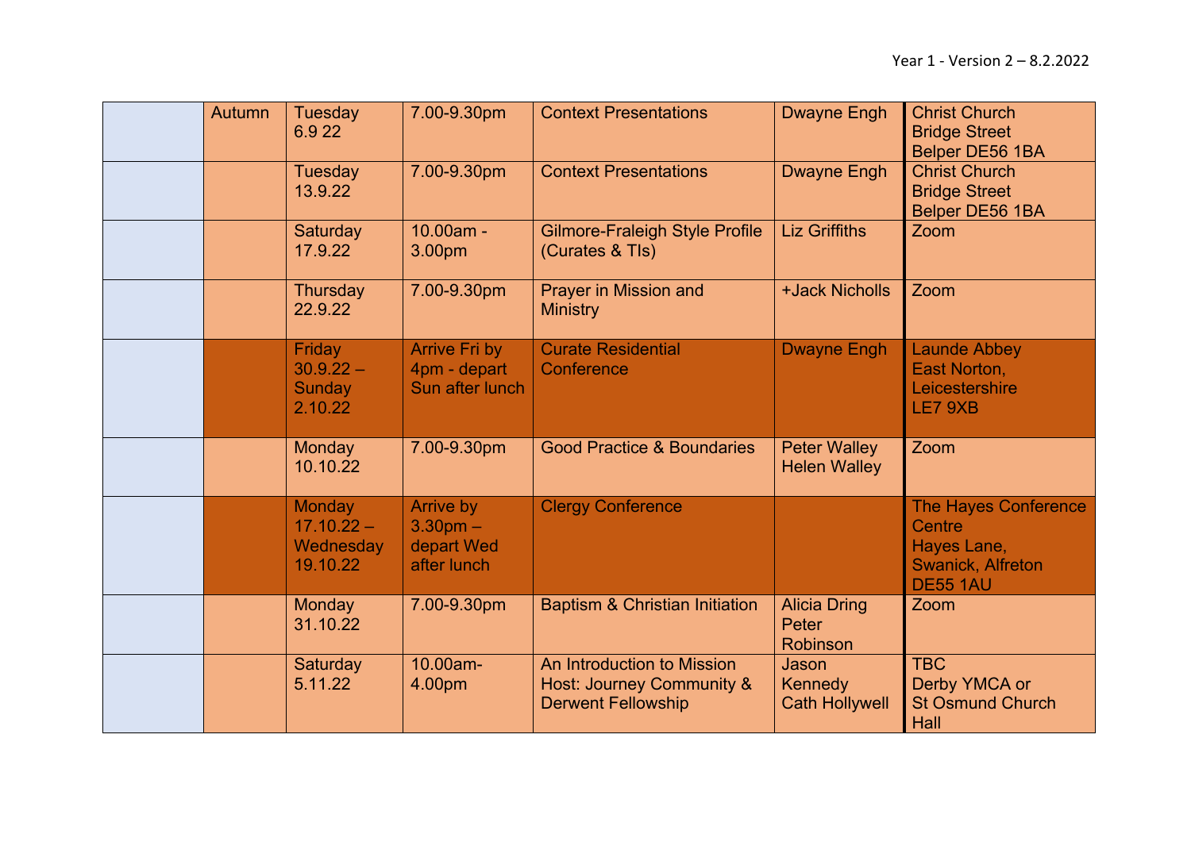| | | | | | | |
|---|---|---|---|---|---|---|
| | Autumn | Tuesday 6.9 22 | 7.00-9.30pm | Context Presentations | Dwayne Engh | Christ Church Bridge Street Belper DE56 1BA |
| | | Tuesday 13.9.22 | 7.00-9.30pm | Context Presentations | Dwayne Engh | Christ Church Bridge Street Belper DE56 1BA |
| | | Saturday 17.9.22 | 10.00am - 3.00pm | Gilmore-Fraleigh Style Profile (Curates & TIs) | Liz Griffiths | Zoom |
| | | Thursday 22.9.22 | 7.00-9.30pm | Prayer in Mission and Ministry | +Jack Nicholls | Zoom |
| | | Friday 30.9.22 – Sunday 2.10.22 | Arrive Fri by 4pm - depart Sun after lunch | Curate Residential Conference | Dwayne Engh | Launde Abbey East Norton, Leicestershire LE7 9XB |
| | | Monday 10.10.22 | 7.00-9.30pm | Good Practice & Boundaries | Peter Walley Helen Walley | Zoom |
| | | Monday 17.10.22 – Wednesday 19.10.22 | Arrive by 3.30pm – depart Wed after lunch | Clergy Conference | | The Hayes Conference Centre Hayes Lane, Swanick, Alfreton DE55 1AU |
| | | Monday 31.10.22 | 7.00-9.30pm | Baptism & Christian Initiation | Alicia Dring Peter Robinson | Zoom |
| | | Saturday 5.11.22 | 10.00am-4.00pm | An Introduction to Mission Host: Journey Community & Derwent Fellowship | Jason Kennedy Cath Hollywell | TBC Derby YMCA or St Osmund Church Hall |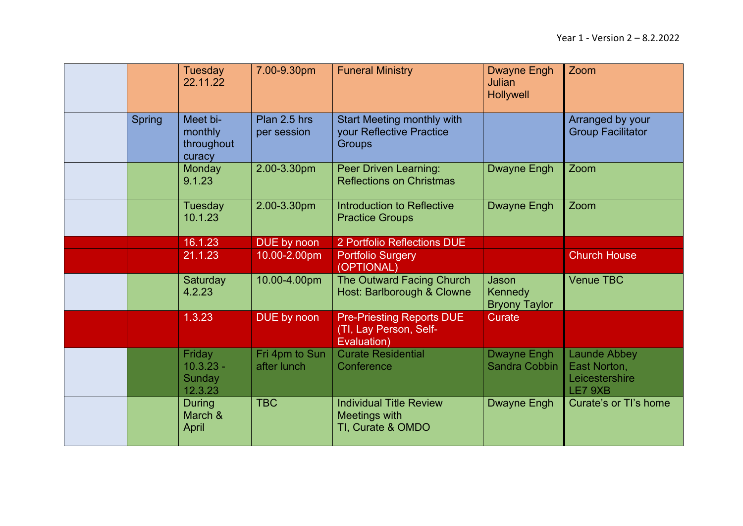| | | | | | | |
|---|---|---|---|---|---|---|
| | | Tuesday 22.11.22 | 7.00-9.30pm | Funeral Ministry | Dwayne Engh Julian Hollywell | Zoom |
| | Spring | Meet bi-monthly throughout curacy | Plan 2.5 hrs per session | Start Meeting monthly with your Reflective Practice Groups | | Arranged by your Group Facilitator |
| | | Monday 9.1.23 | 2.00-3.30pm | Peer Driven Learning: Reflections on Christmas | Dwayne Engh | Zoom |
| | | Tuesday 10.1.23 | 2.00-3.30pm | Introduction to Reflective Practice Groups | Dwayne Engh | Zoom |
| | | 16.1.23 | DUE by noon | 2 Portfolio Reflections DUE | | |
| | | 21.1.23 | 10.00-2.00pm | Portfolio Surgery (OPTIONAL) | | Church House |
| | | Saturday 4.2.23 | 10.00-4.00pm | The Outward Facing Church Host: Barlborough & Clowne | Jason Kennedy Bryony Taylor | Venue TBC |
| | | 1.3.23 | DUE by noon | Pre-Priesting Reports DUE (TI, Lay Person, Self-Evaluation) | Curate | |
| | | Friday 10.3.23 - Sunday 12.3.23 | Fri 4pm to Sun after lunch | Curate Residential Conference | Dwayne Engh Sandra Cobbin | Launde Abbey East Norton, Leicestershire LE7 9XB |
| | | During March & April | TBC | Individual Title Review Meetings with TI, Curate & OMDO | Dwayne Engh | Curate's or TI's home |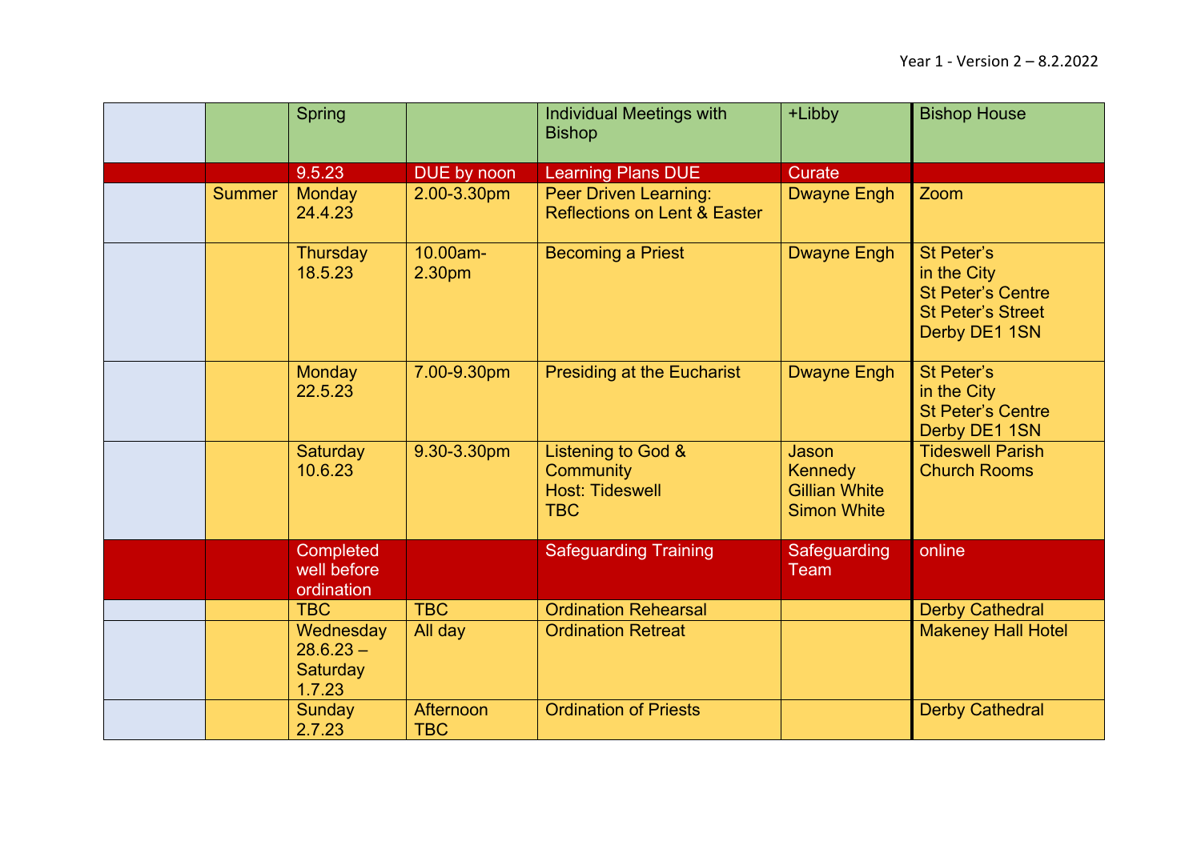Year 1 - Version 2 – 8.2.2022

| | | | | | | |
|---|---|---|---|---|---|---|
| | | Spring | | Individual Meetings with Bishop | +Libby | Bishop House |
| | | 9.5.23 | DUE by noon | Learning Plans DUE | Curate | |
| | Summer | Monday 24.4.23 | 2.00-3.30pm | Peer Driven Learning: Reflections on Lent & Easter | Dwayne Engh | Zoom |
| | | Thursday 18.5.23 | 10.00am-2.30pm | Becoming a Priest | Dwayne Engh | St Peter's in the City St Peter's Centre St Peter's Street Derby DE1 1SN |
| | | Monday 22.5.23 | 7.00-9.30pm | Presiding at the Eucharist | Dwayne Engh | St Peter's in the City St Peter's Centre Derby DE1 1SN |
| | | Saturday 10.6.23 | 9.30-3.30pm | Listening to God & Community Host: Tideswell TBC | Jason Kennedy Gillian White Simon White | Tideswell Parish Church Rooms |
| | | Completed well before ordination | | Safeguarding Training | Safeguarding Team | online |
| | | TBC | TBC | Ordination Rehearsal | | Derby Cathedral |
| | | Wednesday 28.6.23 – Saturday 1.7.23 | All day | Ordination Retreat | | Makeney Hall Hotel |
| | | Sunday 2.7.23 | Afternoon TBC | Ordination of Priests | | Derby Cathedral |